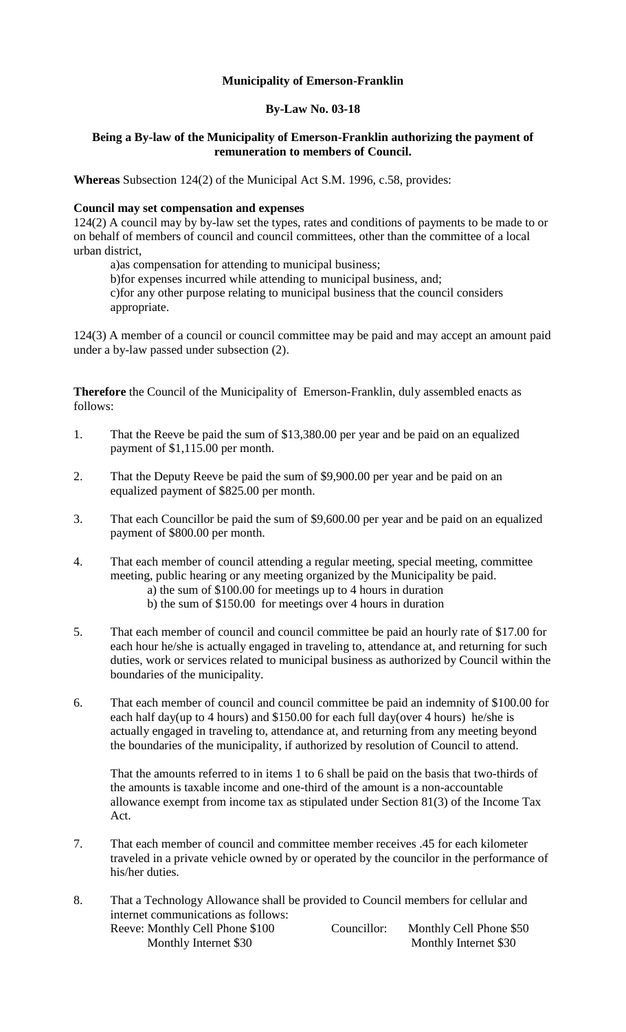**Municipality of Emerson-Franklin**

**By-Law No. 03-18**

**Being a By-law of the Municipality of Emerson-Franklin authorizing the payment of remuneration to members of Council.**

**Whereas** Subsection 124(2) of the Municipal Act S.M. 1996, c.58, provides:

**Council may set compensation and expenses**
124(2) A council may by by-law set the types, rates and conditions of payments to be made to or on behalf of members of council and council committees, other than the committee of a local urban district,

a)as compensation for attending to municipal business;
b)for expenses incurred while attending to municipal business, and;
c)for any other purpose relating to municipal business that the council considers appropriate.

124(3) A member of a council or council committee may be paid and may accept an amount paid under a by-law passed under subsection (2).

**Therefore** the Council of the Municipality of Emerson-Franklin, duly assembled enacts as follows:

1. That the Reeve be paid the sum of $13,380.00 per year and be paid on an equalized payment of $1,115.00 per month.

2. That the Deputy Reeve be paid the sum of $9,900.00 per year and be paid on an equalized payment of $825.00 per month.

3. That each Councillor be paid the sum of $9,600.00 per year and be paid on an equalized payment of $800.00 per month.

4. That each member of council attending a regular meeting, special meeting, committee meeting, public hearing or any meeting organized by the Municipality be paid.
   a) the sum of $100.00 for meetings up to 4 hours in duration
   b) the sum of $150.00 for meetings over 4 hours in duration

5. That each member of council and council committee be paid an hourly rate of $17.00 for each hour he/she is actually engaged in traveling to, attendance at, and returning for such duties, work or services related to municipal business as authorized by Council within the boundaries of the municipality.

6. That each member of council and council committee be paid an indemnity of $100.00 for each half day(up to 4 hours) and $150.00 for each full day(over 4 hours) he/she is actually engaged in traveling to, attendance at, and returning from any meeting beyond the boundaries of the municipality, if authorized by resolution of Council to attend.

   That the amounts referred to in items 1 to 6 shall be paid on the basis that two-thirds of the amounts is taxable income and one-third of the amount is a non-accountable allowance exempt from income tax as stipulated under Section 81(3) of the Income Tax Act.

7. That each member of council and committee member receives .45 for each kilometer traveled in a private vehicle owned by or operated by the councilor in the performance of his/her duties.

8. That a Technology Allowance shall be provided to Council members for cellular and internet communications as follows:
   Reeve: Monthly Cell Phone $100
   Monthly Internet $30
   Councillor: Monthly Cell Phone $50
   Monthly Internet $30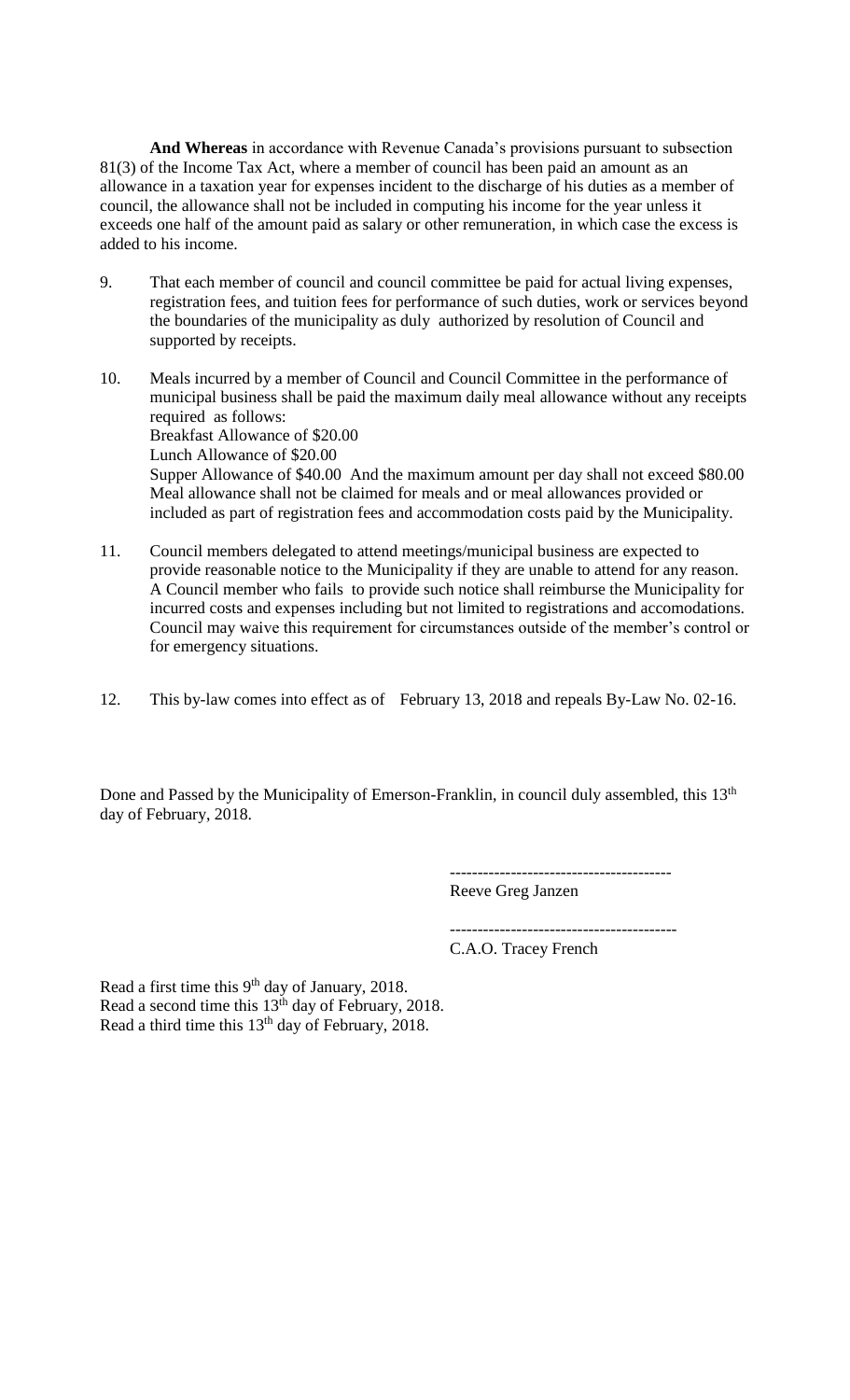**And Whereas** in accordance with Revenue Canada's provisions pursuant to subsection 81(3) of the Income Tax Act, where a member of council has been paid an amount as an allowance in a taxation year for expenses incident to the discharge of his duties as a member of council, the allowance shall not be included in computing his income for the year unless it exceeds one half of the amount paid as salary or other remuneration, in which case the excess is added to his income.

9. That each member of council and council committee be paid for actual living expenses, registration fees, and tuition fees for performance of such duties, work or services beyond the boundaries of the municipality as duly authorized by resolution of Council and supported by receipts.

10. Meals incurred by a member of Council and Council Committee in the performance of municipal business shall be paid the maximum daily meal allowance without any receipts required as follows:
    Breakfast Allowance of $20.00
    Lunch Allowance of $20.00
    Supper Allowance of $40.00 And the maximum amount per day shall not exceed $80.00
    Meal allowance shall not be claimed for meals and or meal allowances provided or included as part of registration fees and accommodation costs paid by the Municipality.

11. Council members delegated to attend meetings/municipal business are expected to provide reasonable notice to the Municipality if they are unable to attend for any reason. A Council member who fails to provide such notice shall reimburse the Municipality for incurred costs and expenses including but not limited to registrations and accomodations. Council may waive this requirement for circumstances outside of the member's control or for emergency situations.

12. This by-law comes into effect as of February 13, 2018 and repeals By-Law No. 02-16.

Done and Passed by the Municipality of Emerson-Franklin, in council duly assembled, this 13th day of February, 2018.

---------------------------------------
Reeve Greg Janzen

----------------------------------------
C.A.O. Tracey French

Read a first time this 9th day of January, 2018.
Read a second time this 13th day of February, 2018.
Read a third time this 13th day of February, 2018.